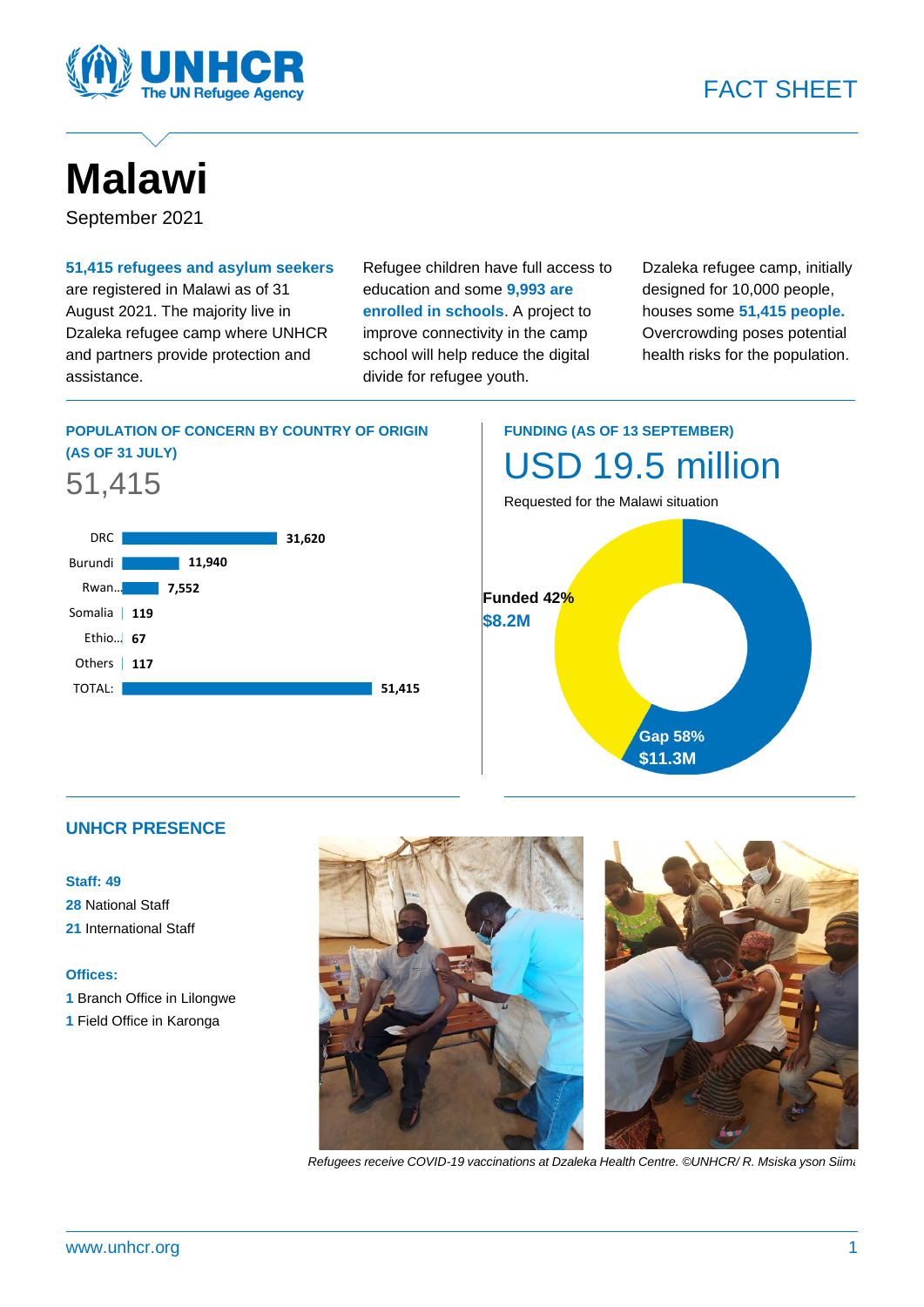FACT SHEET

# Malawi

September 2021

**51,415 refugees and asylum seekers** are registered in Malawi as of 31 August 2021. The majority live in Dzaleka refugee camp where UNHCR and partners provide protection and assistance.

Refugee children have full access to education and some **9,993 are enrolled in schools**. A project to improve connectivity in the camp school will help reduce the digital divide for refugee youth.

Dzaleka refugee camp, initially designed for 10,000 people, houses some **51,415 people.** Overcrowding poses potential health risks for the population.

## POPULATION OF CONCERN BY COUNTRY OF ORIGIN (AS OF 31 JULY)

51,415

| Country | Population |
|---|---|
| DRC | 31,620 |
| Burundi | 11,940 |
| Rwan... | 7,552 |
| Somalia | 119 |
| Ethio... | 67 |
| Others | 117 |
| TOTAL: | 51,415 |

## FUNDING (AS OF 13 SEPTEMBER)

USD 19.5 million

Requested for the Malawi situation

- Funded 42% $8.2M
- Gap 58% $11.3M

## UNHCR PRESENCE

**Staff: 49**

**28** National Staff

**21** International Staff

**Offices:**

**1** Branch Office in Lilongwe

**1** Field Office in Karonga

*Refugees receive COVID-19 vaccinations at Dzaleka Health Centre. ©UNHCR/ R. Msiska yson Siima*

www.unhcr.org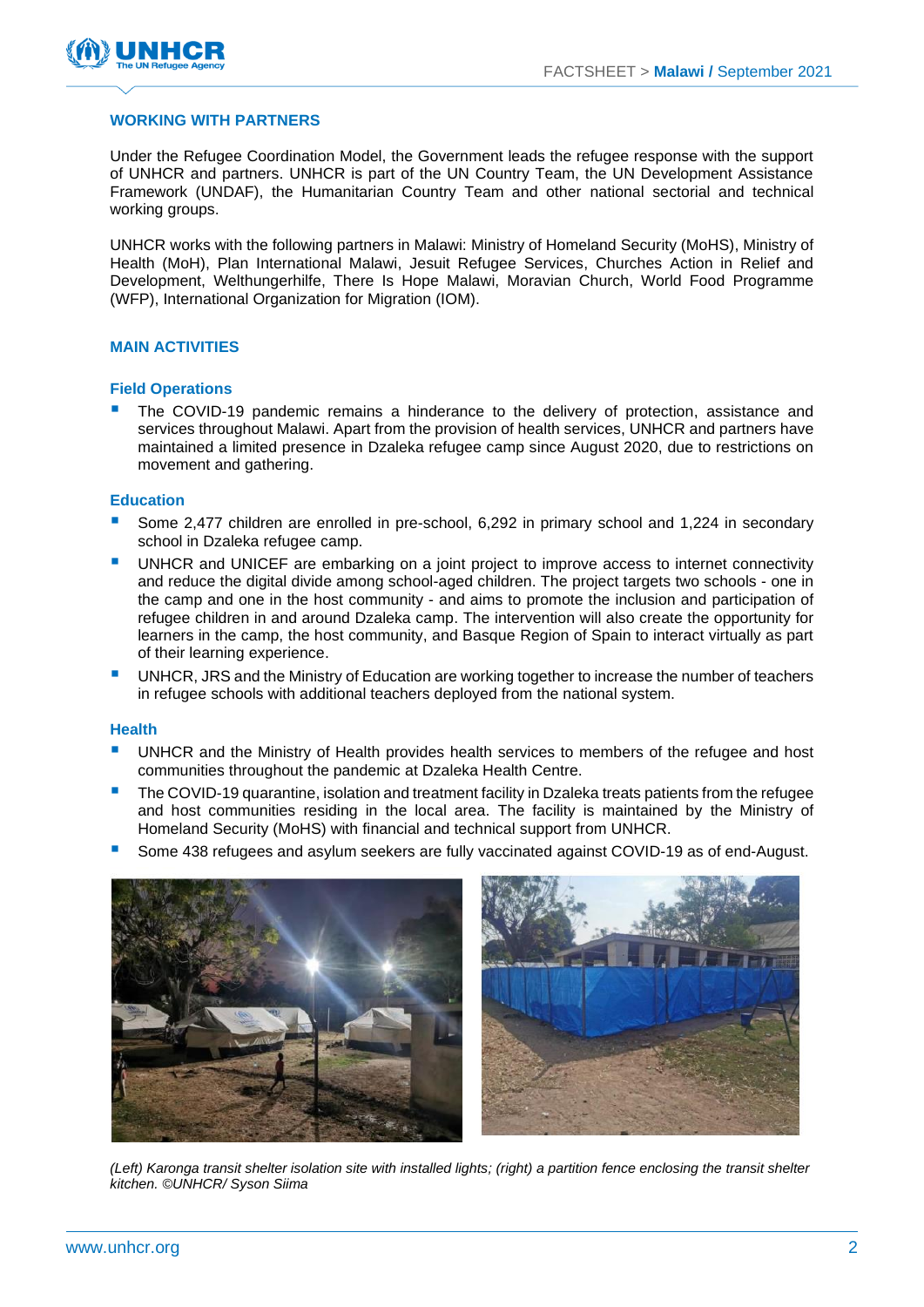## WORKING WITH PARTNERS

Under the Refugee Coordination Model, the Government leads the refugee response with the support of UNHCR and partners. UNHCR is part of the UN Country Team, the UN Development Assistance Framework (UNDAF), the Humanitarian Country Team and other national sectorial and technical working groups.

UNHCR works with the following partners in Malawi: Ministry of Homeland Security (MoHS), Ministry of Health (MoH), Plan International Malawi, Jesuit Refugee Services, Churches Action in Relief and Development, Welthungerhilfe, There Is Hope Malawi, Moravian Church, World Food Programme (WFP), International Organization for Migration (IOM).

## MAIN ACTIVITIES

### Field Operations

- The COVID-19 pandemic remains a hinderance to the delivery of protection, assistance and services throughout Malawi. Apart from the provision of health services, UNHCR and partners have maintained a limited presence in Dzaleka refugee camp since August 2020, due to restrictions on movement and gathering.

### Education

- Some 2,477 children are enrolled in pre-school, 6,292 in primary school and 1,224 in secondary school in Dzaleka refugee camp.
- UNHCR and UNICEF are embarking on a joint project to improve access to internet connectivity and reduce the digital divide among school-aged children. The project targets two schools - one in the camp and one in the host community - and aims to promote the inclusion and participation of refugee children in and around Dzaleka camp. The intervention will also create the opportunity for learners in the camp, the host community, and Basque Region of Spain to interact virtually as part of their learning experience.
- UNHCR, JRS and the Ministry of Education are working together to increase the number of teachers in refugee schools with additional teachers deployed from the national system.

### Health

- UNHCR and the Ministry of Health provides health services to members of the refugee and host communities throughout the pandemic at Dzaleka Health Centre.
- The COVID-19 quarantine, isolation and treatment facility in Dzaleka treats patients from the refugee and host communities residing in the local area. The facility is maintained by the Ministry of Homeland Security (MoHS) with financial and technical support from UNHCR.
- Some 438 refugees and asylum seekers are fully vaccinated against COVID-19 as of end-August.

*(Left) Karonga transit shelter isolation site with installed lights; (right) a partition fence enclosing the transit shelter kitchen. ©UNHCR/ Syson Siima*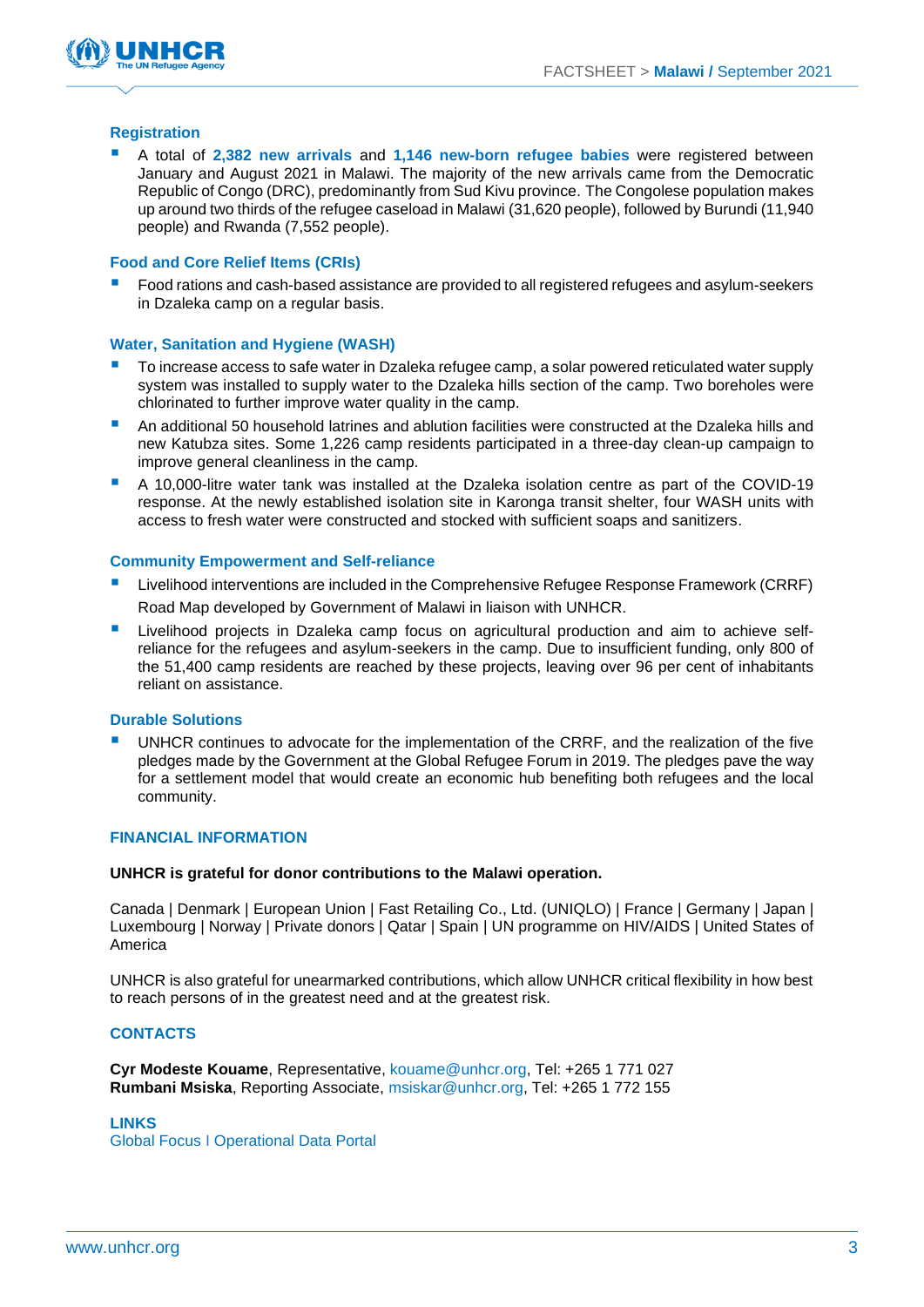### Registration

- A total of **2,382 new arrivals** and **1,146 new-born refugee babies** were registered between January and August 2021 in Malawi. The majority of the new arrivals came from the Democratic Republic of Congo (DRC), predominantly from Sud Kivu province. The Congolese population makes up around two thirds of the refugee caseload in Malawi (31,620 people), followed by Burundi (11,940 people) and Rwanda (7,552 people).

### Food and Core Relief Items (CRIs)

- Food rations and cash-based assistance are provided to all registered refugees and asylum-seekers in Dzaleka camp on a regular basis.

### Water, Sanitation and Hygiene (WASH)

- To increase access to safe water in Dzaleka refugee camp, a solar powered reticulated water supply system was installed to supply water to the Dzaleka hills section of the camp. Two boreholes were chlorinated to further improve water quality in the camp.
- An additional 50 household latrines and ablution facilities were constructed at the Dzaleka hills and new Katubza sites. Some 1,226 camp residents participated in a three-day clean-up campaign to improve general cleanliness in the camp.
- A 10,000-litre water tank was installed at the Dzaleka isolation centre as part of the COVID-19 response. At the newly established isolation site in Karonga transit shelter, four WASH units with access to fresh water were constructed and stocked with sufficient soaps and sanitizers.

### Community Empowerment and Self-reliance

- Livelihood interventions are included in the Comprehensive Refugee Response Framework (CRRF) Road Map developed by Government of Malawi in liaison with UNHCR.
- Livelihood projects in Dzaleka camp focus on agricultural production and aim to achieve self-reliance for the refugees and asylum-seekers in the camp. Due to insufficient funding, only 800 of the 51,400 camp residents are reached by these projects, leaving over 96 per cent of inhabitants reliant on assistance.

### Durable Solutions

- UNHCR continues to advocate for the implementation of the CRRF, and the realization of the five pledges made by the Government at the Global Refugee Forum in 2019. The pledges pave the way for a settlement model that would create an economic hub benefiting both refugees and the local community.

## FINANCIAL INFORMATION

**UNHCR is grateful for donor contributions to the Malawi operation.**

Canada | Denmark | European Union | Fast Retailing Co., Ltd. (UNIQLO) | France | Germany | Japan | Luxembourg | Norway | Private donors | Qatar | Spain | UN programme on HIV/AIDS | United States of America

UNHCR is also grateful for unearmarked contributions, which allow UNHCR critical flexibility in how best to reach persons of in the greatest need and at the greatest risk.

## CONTACTS

**Cyr Modeste Kouame**, Representative, kouame@unhcr.org, Tel: +265 1 771 027
**Rumbani Msiska**, Reporting Associate, msiskar@unhcr.org, Tel: +265 1 772 155

## LINKS

Global Focus I Operational Data Portal